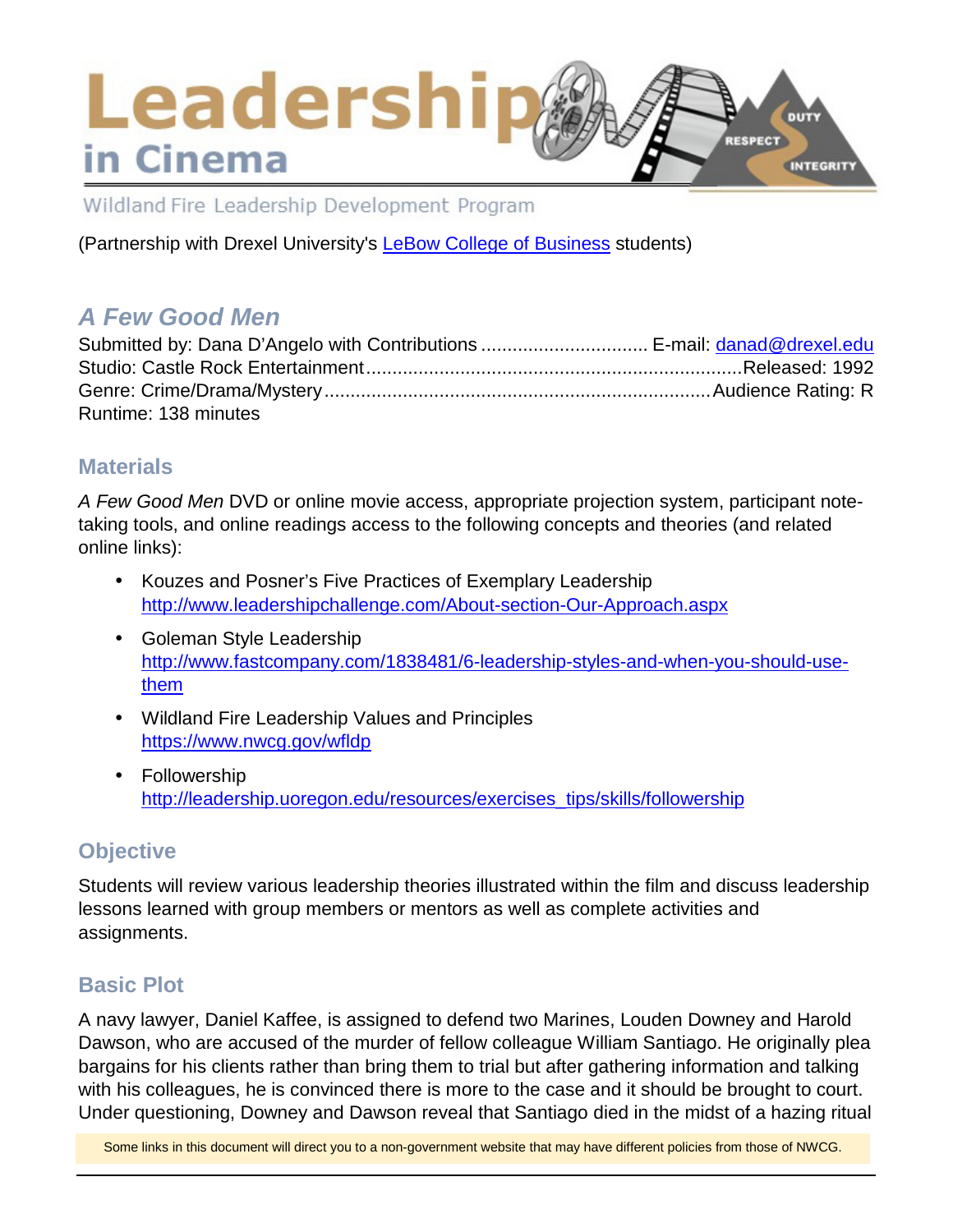# Leadership in Cinema

Wildland Fire Leadership Development Program

(Partnership with Drexel University's [LeBow College of Business](LeBow College of Business) students)

## *A Few Good Men*

Submitted by: Dana D'Angelo with Contributions ................................ E-mail: danad@drexel.edu
Studio: Castle Rock Entertainment.......................................................................Released: 1992
Genre: Crime/Drama/Mystery.........................................................................Audience Rating: R
Runtime: 138 minutes

### Materials

*A Few Good Men* DVD or online movie access, appropriate projection system, participant note-taking tools, and online readings access to the following concepts and theories (and related online links):

- Kouzes and Posner's Five Practices of Exemplary Leadership
  http://www.leadershipchallenge.com/About-section-Our-Approach.aspx
- Goleman Style Leadership
  http://www.fastcompany.com/1838481/6-leadership-styles-and-when-you-should-use-them
- Wildland Fire Leadership Values and Principles
  https://www.nwcg.gov/wfldp
- Followership
  http://leadership.uoregon.edu/resources/exercises_tips/skills/followership

### Objective

Students will review various leadership theories illustrated within the film and discuss leadership lessons learned with group members or mentors as well as complete activities and assignments.

### Basic Plot

A navy lawyer, Daniel Kaffee, is assigned to defend two Marines, Louden Downey and Harold Dawson, who are accused of the murder of fellow colleague William Santiago. He originally plea bargains for his clients rather than bring them to trial but after gathering information and talking with his colleagues, he is convinced there is more to the case and it should be brought to court. Under questioning, Downey and Dawson reveal that Santiago died in the midst of a hazing ritual

Some links in this document will direct you to a non-government website that may have different policies from those of NWCG.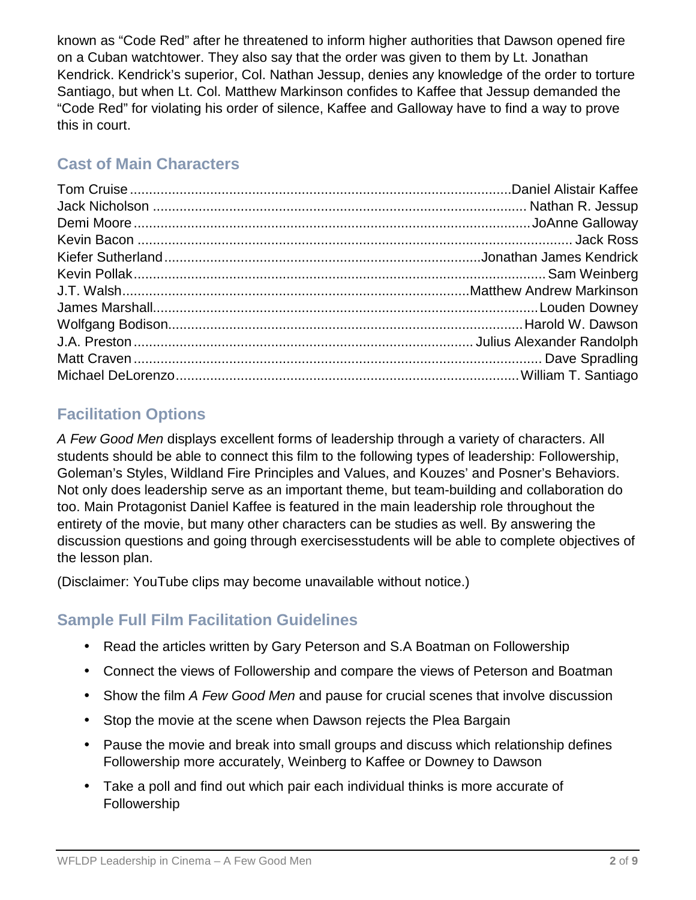known as "Code Red" after he threatened to inform higher authorities that Dawson opened fire on a Cuban watchtower. They also say that the order was given to them by Lt. Jonathan Kendrick. Kendrick's superior, Col. Nathan Jessup, denies any knowledge of the order to torture Santiago, but when Lt. Col. Matthew Markinson confides to Kaffee that Jessup demanded the "Code Red" for violating his order of silence, Kaffee and Galloway have to find a way to prove this in court.

## Cast of Main Characters

| Actor | Character |
|---|---|
| Tom Cruise | Daniel Alistair Kaffee |
| Jack Nicholson | Nathan R. Jessup |
| Demi Moore | JoAnne Galloway |
| Kevin Bacon | Jack Ross |
| Kiefer Sutherland | Jonathan James Kendrick |
| Kevin Pollak | Sam Weinberg |
| J.T. Walsh | Matthew Andrew Markinson |
| James Marshall | Louden Downey |
| Wolfgang Bodison | Harold W. Dawson |
| J.A. Preston | Julius Alexander Randolph |
| Matt Craven | Dave Spradling |
| Michael DeLorenzo | William T. Santiago |

## Facilitation Options

*A Few Good Men* displays excellent forms of leadership through a variety of characters. All students should be able to connect this film to the following types of leadership: Followership, Goleman's Styles, Wildland Fire Principles and Values, and Kouzes' and Posner's Behaviors. Not only does leadership serve as an important theme, but team-building and collaboration do too. Main Protagonist Daniel Kaffee is featured in the main leadership role throughout the entirety of the movie, but many other characters can be studies as well. By answering the discussion questions and going through exercisesstudents will be able to complete objectives of the lesson plan.

(Disclaimer: YouTube clips may become unavailable without notice.)

## Sample Full Film Facilitation Guidelines

- Read the articles written by Gary Peterson and S.A Boatman on Followership
- Connect the views of Followership and compare the views of Peterson and Boatman
- Show the film *A Few Good Men* and pause for crucial scenes that involve discussion
- Stop the movie at the scene when Dawson rejects the Plea Bargain
- Pause the movie and break into small groups and discuss which relationship defines Followership more accurately, Weinberg to Kaffee or Downey to Dawson
- Take a poll and find out which pair each individual thinks is more accurate of Followership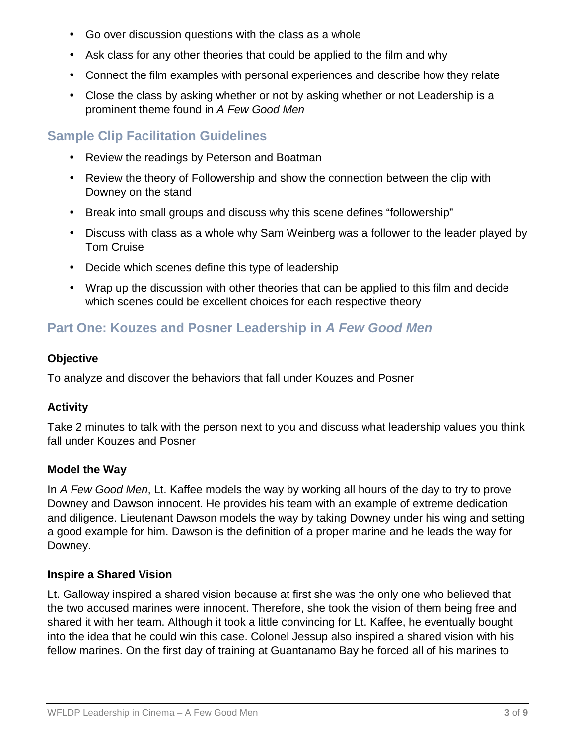- Go over discussion questions with the class as a whole
- Ask class for any other theories that could be applied to the film and why
- Connect the film examples with personal experiences and describe how they relate
- Close the class by asking whether or not by asking whether or not Leadership is a prominent theme found in *A Few Good Men*

## Sample Clip Facilitation Guidelines

- Review the readings by Peterson and Boatman
- Review the theory of Followership and show the connection between the clip with Downey on the stand
- Break into small groups and discuss why this scene defines "followership"
- Discuss with class as a whole why Sam Weinberg was a follower to the leader played by Tom Cruise
- Decide which scenes define this type of leadership
- Wrap up the discussion with other theories that can be applied to this film and decide which scenes could be excellent choices for each respective theory

## Part One: Kouzes and Posner Leadership in *A Few Good Men*

### Objective

To analyze and discover the behaviors that fall under Kouzes and Posner

### Activity

Take 2 minutes to talk with the person next to you and discuss what leadership values you think fall under Kouzes and Posner

### Model the Way

In *A Few Good Men*, Lt. Kaffee models the way by working all hours of the day to try to prove Downey and Dawson innocent. He provides his team with an example of extreme dedication and diligence. Lieutenant Dawson models the way by taking Downey under his wing and setting a good example for him. Dawson is the definition of a proper marine and he leads the way for Downey.

### Inspire a Shared Vision

Lt. Galloway inspired a shared vision because at first she was the only one who believed that the two accused marines were innocent. Therefore, she took the vision of them being free and shared it with her team. Although it took a little convincing for Lt. Kaffee, he eventually bought into the idea that he could win this case. Colonel Jessup also inspired a shared vision with his fellow marines. On the first day of training at Guantanamo Bay he forced all of his marines to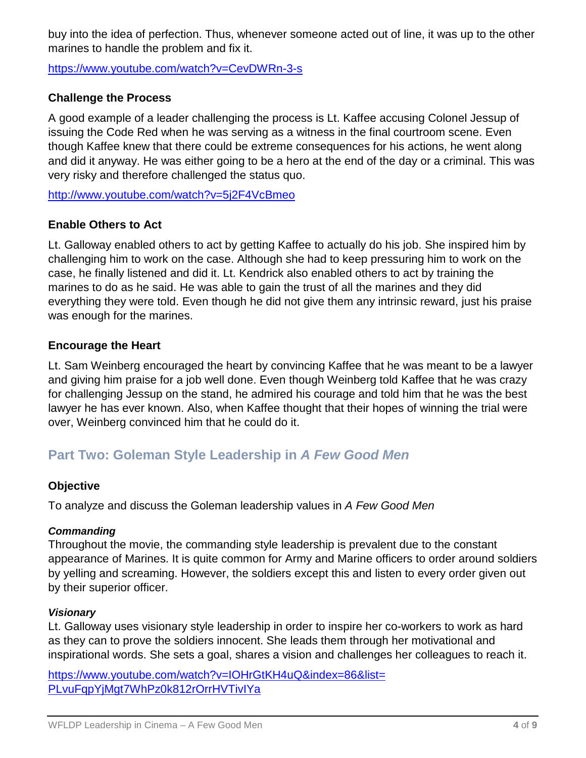buy into the idea of perfection. Thus, whenever someone acted out of line, it was up to the other marines to handle the problem and fix it.

https://www.youtube.com/watch?v=CevDWRn-3-s

### Challenge the Process

A good example of a leader challenging the process is Lt. Kaffee accusing Colonel Jessup of issuing the Code Red when he was serving as a witness in the final courtroom scene. Even though Kaffee knew that there could be extreme consequences for his actions, he went along and did it anyway. He was either going to be a hero at the end of the day or a criminal. This was very risky and therefore challenged the status quo.

http://www.youtube.com/watch?v=5j2F4VcBmeo

### Enable Others to Act

Lt. Galloway enabled others to act by getting Kaffee to actually do his job. She inspired him by challenging him to work on the case. Although she had to keep pressuring him to work on the case, he finally listened and did it. Lt. Kendrick also enabled others to act by training the marines to do as he said. He was able to gain the trust of all the marines and they did everything they were told. Even though he did not give them any intrinsic reward, just his praise was enough for the marines.

### Encourage the Heart

Lt. Sam Weinberg encouraged the heart by convincing Kaffee that he was meant to be a lawyer and giving him praise for a job well done. Even though Weinberg told Kaffee that he was crazy for challenging Jessup on the stand, he admired his courage and told him that he was the best lawyer he has ever known. Also, when Kaffee thought that their hopes of winning the trial were over, Weinberg convinced him that he could do it.

## Part Two: Goleman Style Leadership in *A Few Good Men*

### Objective

To analyze and discuss the Goleman leadership values in *A Few Good Men*

#### *Commanding*

Throughout the movie, the commanding style leadership is prevalent due to the constant appearance of Marines. It is quite common for Army and Marine officers to order around soldiers by yelling and screaming. However, the soldiers except this and listen to every order given out by their superior officer.

#### *Visionary*

Lt. Galloway uses visionary style leadership in order to inspire her co-workers to work as hard as they can to prove the soldiers innocent. She leads them through her motivational and inspirational words. She sets a goal, shares a vision and challenges her colleagues to reach it.

https://www.youtube.com/watch?v=IOHrGtKH4uQ&index=86&list=PLvuFqpYjMgt7WhPz0k812rOrrHVTivIYa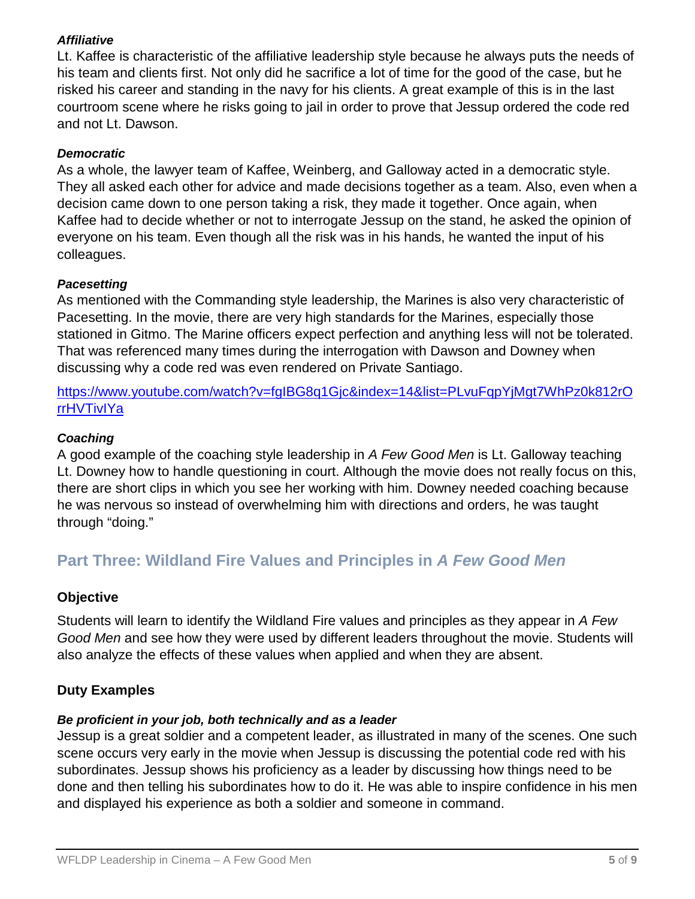***Affiliative***

Lt. Kaffee is characteristic of the affiliative leadership style because he always puts the needs of his team and clients first. Not only did he sacrifice a lot of time for the good of the case, but he risked his career and standing in the navy for his clients. A great example of this is in the last courtroom scene where he risks going to jail in order to prove that Jessup ordered the code red and not Lt. Dawson.

***Democratic***

As a whole, the lawyer team of Kaffee, Weinberg, and Galloway acted in a democratic style. They all asked each other for advice and made decisions together as a team. Also, even when a decision came down to one person taking a risk, they made it together. Once again, when Kaffee had to decide whether or not to interrogate Jessup on the stand, he asked the opinion of everyone on his team. Even though all the risk was in his hands, he wanted the input of his colleagues.

***Pacesetting***

As mentioned with the Commanding style leadership, the Marines is also very characteristic of Pacesetting. In the movie, there are very high standards for the Marines, especially those stationed in Gitmo. The Marine officers expect perfection and anything less will not be tolerated. That was referenced many times during the interrogation with Dawson and Downey when discussing why a code red was even rendered on Private Santiago.

[https://www.youtube.com/watch?v=fgIBG8q1Gjc&index=14&list=PLvuFqpYjMgt7WhPz0k812rOrrHVTivIYa](https://www.youtube.com/watch?v=fgIBG8q1Gjc&index=14&list=PLvuFqpYjMgt7WhPz0k812rOrrHVTivIYa)

***Coaching***

A good example of the coaching style leadership in *A Few Good Men* is Lt. Galloway teaching Lt. Downey how to handle questioning in court. Although the movie does not really focus on this, there are short clips in which you see her working with him. Downey needed coaching because he was nervous so instead of overwhelming him with directions and orders, he was taught through "doing."

## Part Three: Wildland Fire Values and Principles in *A Few Good Men*

### Objective

Students will learn to identify the Wildland Fire values and principles as they appear in *A Few Good Men* and see how they were used by different leaders throughout the movie. Students will also analyze the effects of these values when applied and when they are absent.

### Duty Examples

***Be proficient in your job, both technically and as a leader***

Jessup is a great soldier and a competent leader, as illustrated in many of the scenes. One such scene occurs very early in the movie when Jessup is discussing the potential code red with his subordinates. Jessup shows his proficiency as a leader by discussing how things need to be done and then telling his subordinates how to do it. He was able to inspire confidence in his men and displayed his experience as both a soldier and someone in command.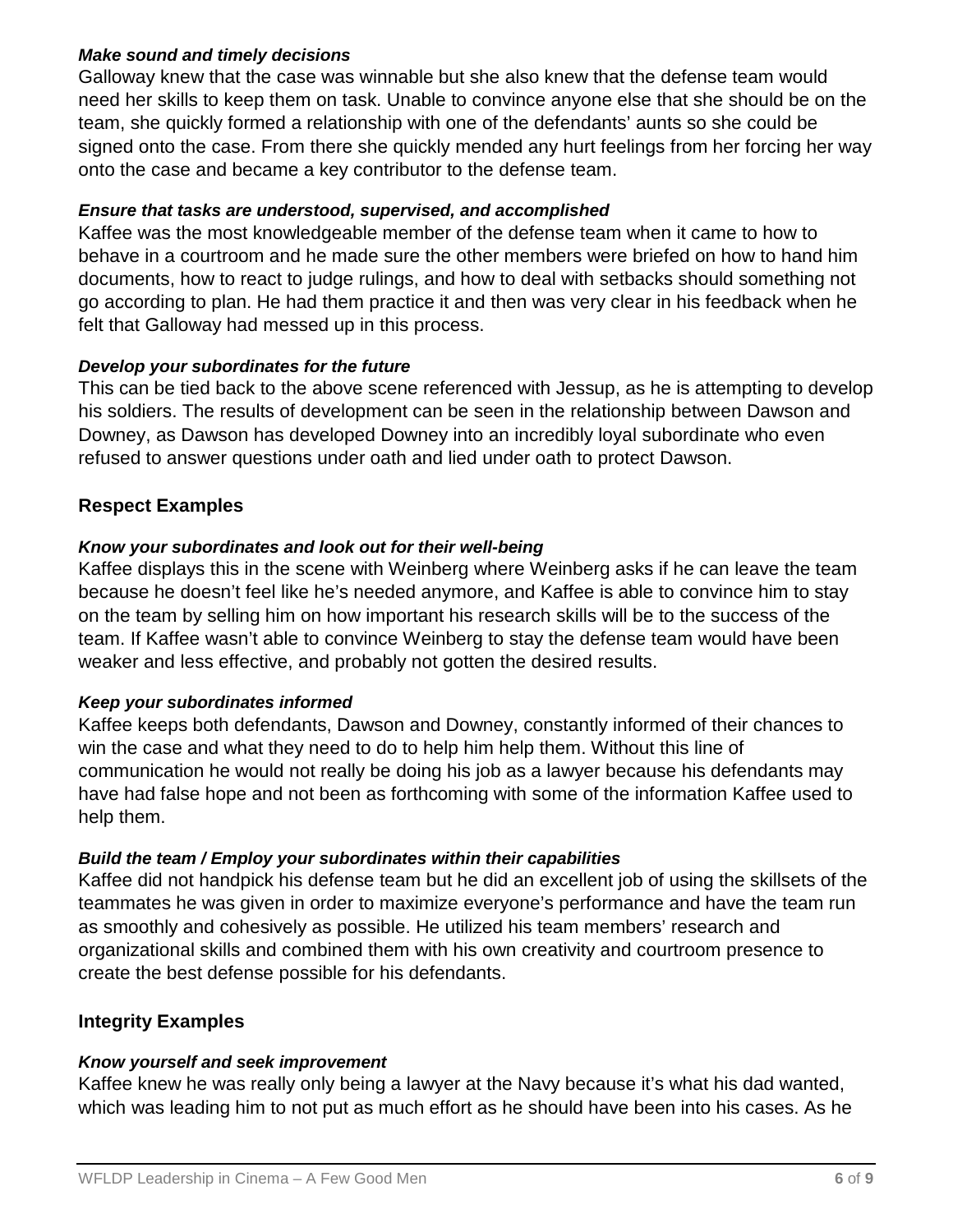***Make sound and timely decisions***

Galloway knew that the case was winnable but she also knew that the defense team would need her skills to keep them on task. Unable to convince anyone else that she should be on the team, she quickly formed a relationship with one of the defendants' aunts so she could be signed onto the case. From there she quickly mended any hurt feelings from her forcing her way onto the case and became a key contributor to the defense team.

***Ensure that tasks are understood, supervised, and accomplished***

Kaffee was the most knowledgeable member of the defense team when it came to how to behave in a courtroom and he made sure the other members were briefed on how to hand him documents, how to react to judge rulings, and how to deal with setbacks should something not go according to plan. He had them practice it and then was very clear in his feedback when he felt that Galloway had messed up in this process.

***Develop your subordinates for the future***

This can be tied back to the above scene referenced with Jessup, as he is attempting to develop his soldiers. The results of development can be seen in the relationship between Dawson and Downey, as Dawson has developed Downey into an incredibly loyal subordinate who even refused to answer questions under oath and lied under oath to protect Dawson.

## Respect Examples

***Know your subordinates and look out for their well-being***

Kaffee displays this in the scene with Weinberg where Weinberg asks if he can leave the team because he doesn't feel like he's needed anymore, and Kaffee is able to convince him to stay on the team by selling him on how important his research skills will be to the success of the team. If Kaffee wasn't able to convince Weinberg to stay the defense team would have been weaker and less effective, and probably not gotten the desired results.

***Keep your subordinates informed***

Kaffee keeps both defendants, Dawson and Downey, constantly informed of their chances to win the case and what they need to do to help him help them. Without this line of communication he would not really be doing his job as a lawyer because his defendants may have had false hope and not been as forthcoming with some of the information Kaffee used to help them.

***Build the team / Employ your subordinates within their capabilities***

Kaffee did not handpick his defense team but he did an excellent job of using the skillsets of the teammates he was given in order to maximize everyone's performance and have the team run as smoothly and cohesively as possible. He utilized his team members' research and organizational skills and combined them with his own creativity and courtroom presence to create the best defense possible for his defendants.

## Integrity Examples

***Know yourself and seek improvement***

Kaffee knew he was really only being a lawyer at the Navy because it's what his dad wanted, which was leading him to not put as much effort as he should have been into his cases. As he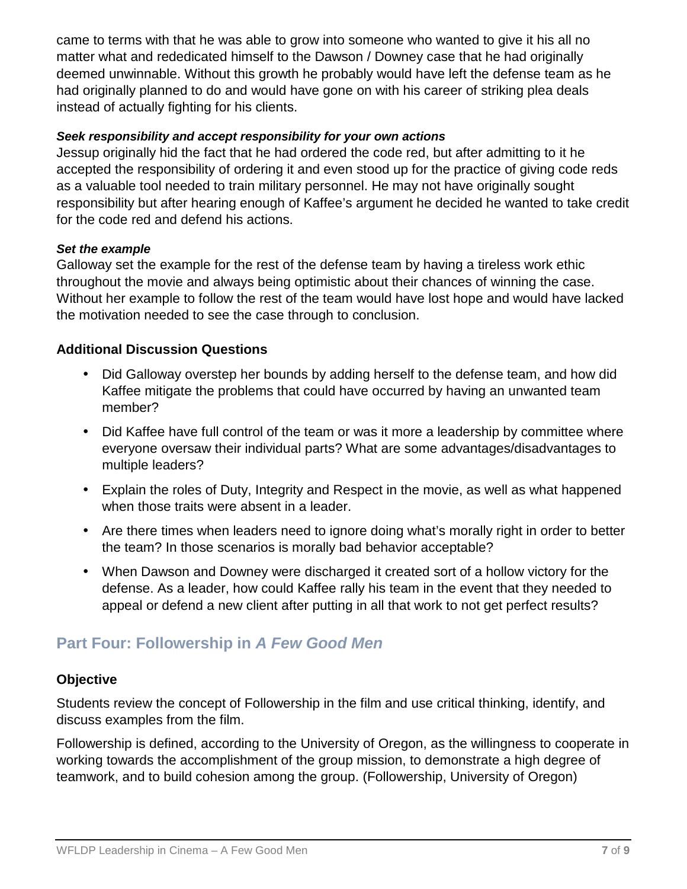came to terms with that he was able to grow into someone who wanted to give it his all no matter what and rededicated himself to the Dawson / Downey case that he had originally deemed unwinnable. Without this growth he probably would have left the defense team as he had originally planned to do and would have gone on with his career of striking plea deals instead of actually fighting for his clients.

***Seek responsibility and accept responsibility for your own actions***

Jessup originally hid the fact that he had ordered the code red, but after admitting to it he accepted the responsibility of ordering it and even stood up for the practice of giving code reds as a valuable tool needed to train military personnel. He may not have originally sought responsibility but after hearing enough of Kaffee's argument he decided he wanted to take credit for the code red and defend his actions.

***Set the example***

Galloway set the example for the rest of the defense team by having a tireless work ethic throughout the movie and always being optimistic about their chances of winning the case. Without her example to follow the rest of the team would have lost hope and would have lacked the motivation needed to see the case through to conclusion.

### Additional Discussion Questions

- Did Galloway overstep her bounds by adding herself to the defense team, and how did Kaffee mitigate the problems that could have occurred by having an unwanted team member?
- Did Kaffee have full control of the team or was it more a leadership by committee where everyone oversaw their individual parts? What are some advantages/disadvantages to multiple leaders?
- Explain the roles of Duty, Integrity and Respect in the movie, as well as what happened when those traits were absent in a leader.
- Are there times when leaders need to ignore doing what's morally right in order to better the team? In those scenarios is morally bad behavior acceptable?
- When Dawson and Downey were discharged it created sort of a hollow victory for the defense. As a leader, how could Kaffee rally his team in the event that they needed to appeal or defend a new client after putting in all that work to not get perfect results?

## Part Four: Followership in *A Few Good Men*

### Objective

Students review the concept of Followership in the film and use critical thinking, identify, and discuss examples from the film.

Followership is defined, according to the University of Oregon, as the willingness to cooperate in working towards the accomplishment of the group mission, to demonstrate a high degree of teamwork, and to build cohesion among the group. (Followership, University of Oregon)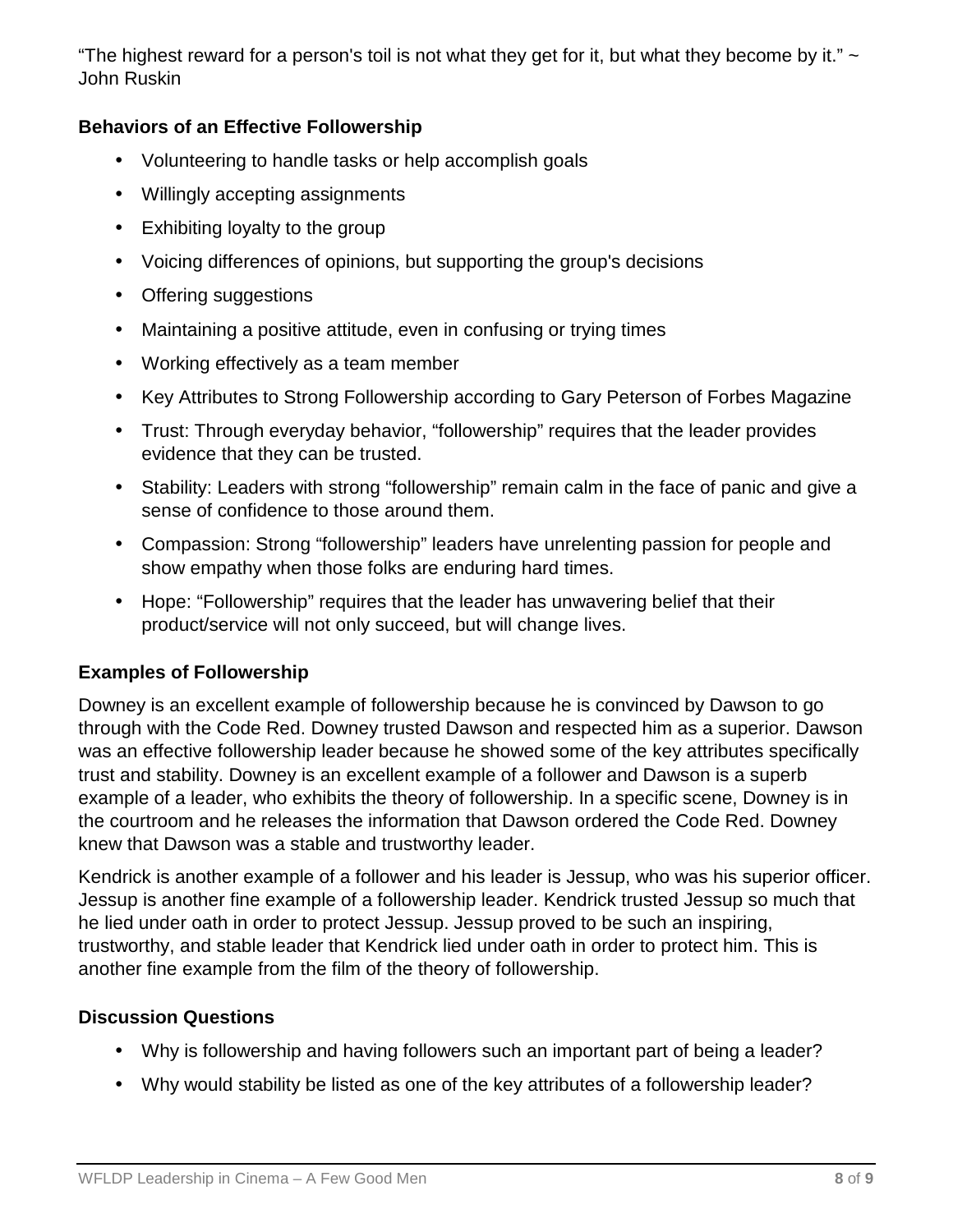"The highest reward for a person's toil is not what they get for it, but what they become by it." ~ John Ruskin

### Behaviors of an Effective Followership

- Volunteering to handle tasks or help accomplish goals
- Willingly accepting assignments
- Exhibiting loyalty to the group
- Voicing differences of opinions, but supporting the group's decisions
- Offering suggestions
- Maintaining a positive attitude, even in confusing or trying times
- Working effectively as a team member
- Key Attributes to Strong Followership according to Gary Peterson of Forbes Magazine
- Trust: Through everyday behavior, "followership" requires that the leader provides evidence that they can be trusted.
- Stability: Leaders with strong "followership" remain calm in the face of panic and give a sense of confidence to those around them.
- Compassion: Strong "followership" leaders have unrelenting passion for people and show empathy when those folks are enduring hard times.
- Hope: "Followership" requires that the leader has unwavering belief that their product/service will not only succeed, but will change lives.

### Examples of Followership

Downey is an excellent example of followership because he is convinced by Dawson to go through with the Code Red. Downey trusted Dawson and respected him as a superior. Dawson was an effective followership leader because he showed some of the key attributes specifically trust and stability. Downey is an excellent example of a follower and Dawson is a superb example of a leader, who exhibits the theory of followership. In a specific scene, Downey is in the courtroom and he releases the information that Dawson ordered the Code Red. Downey knew that Dawson was a stable and trustworthy leader.

Kendrick is another example of a follower and his leader is Jessup, who was his superior officer. Jessup is another fine example of a followership leader. Kendrick trusted Jessup so much that he lied under oath in order to protect Jessup. Jessup proved to be such an inspiring, trustworthy, and stable leader that Kendrick lied under oath in order to protect him. This is another fine example from the film of the theory of followership.

### Discussion Questions

- Why is followership and having followers such an important part of being a leader?
- Why would stability be listed as one of the key attributes of a followership leader?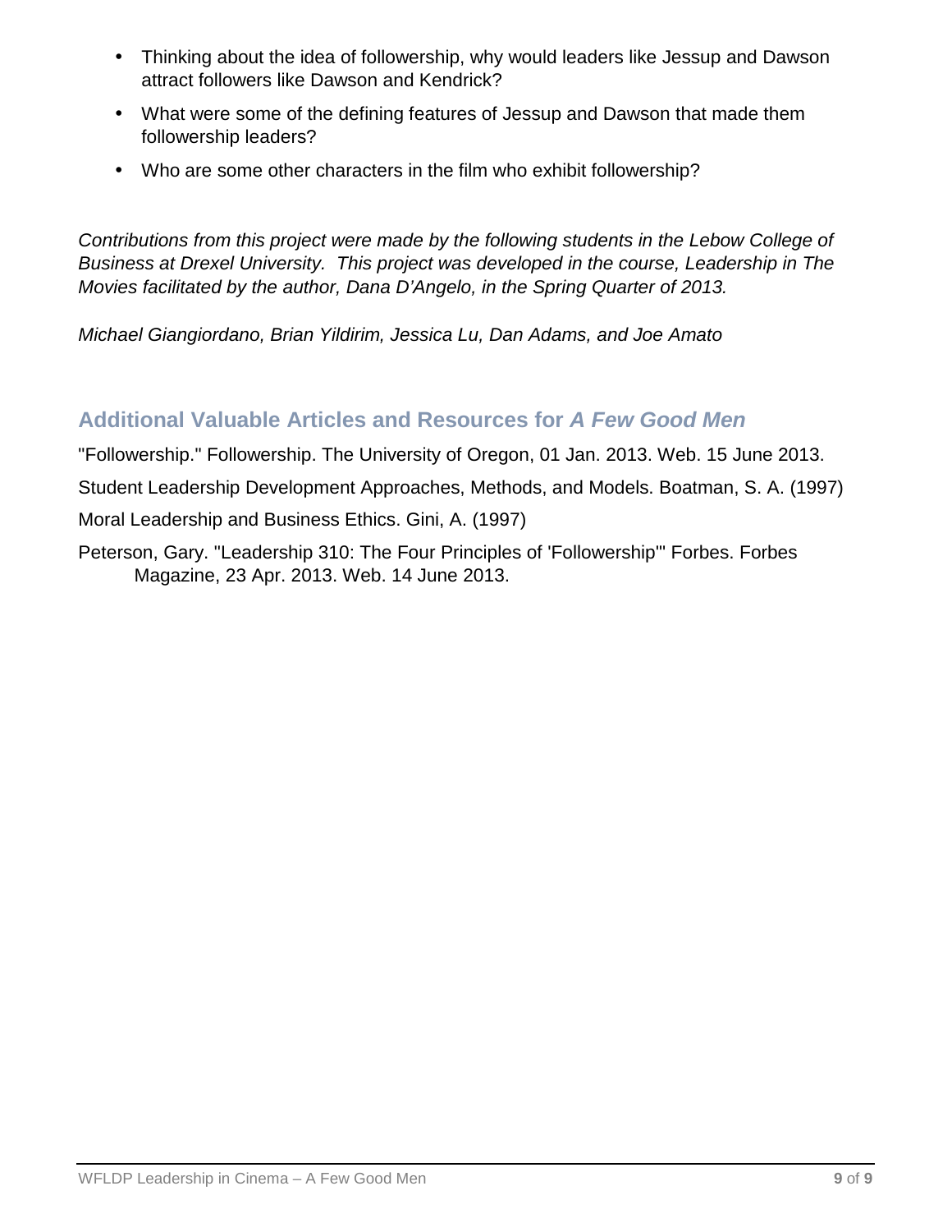- Thinking about the idea of followership, why would leaders like Jessup and Dawson attract followers like Dawson and Kendrick?
- What were some of the defining features of Jessup and Dawson that made them followership leaders?
- Who are some other characters in the film who exhibit followership?

*Contributions from this project were made by the following students in the Lebow College of Business at Drexel University. This project was developed in the course, Leadership in The Movies facilitated by the author, Dana D'Angelo, in the Spring Quarter of 2013.*

*Michael Giangiordano, Brian Yildirim, Jessica Lu, Dan Adams, and Joe Amato*

## Additional Valuable Articles and Resources for *A Few Good Men*

"Followership." Followership. The University of Oregon, 01 Jan. 2013. Web. 15 June 2013.

Student Leadership Development Approaches, Methods, and Models. Boatman, S. A. (1997)

Moral Leadership and Business Ethics. Gini, A. (1997)

Peterson, Gary. "Leadership 310: The Four Principles of 'Followership'" Forbes. Forbes Magazine, 23 Apr. 2013. Web. 14 June 2013.